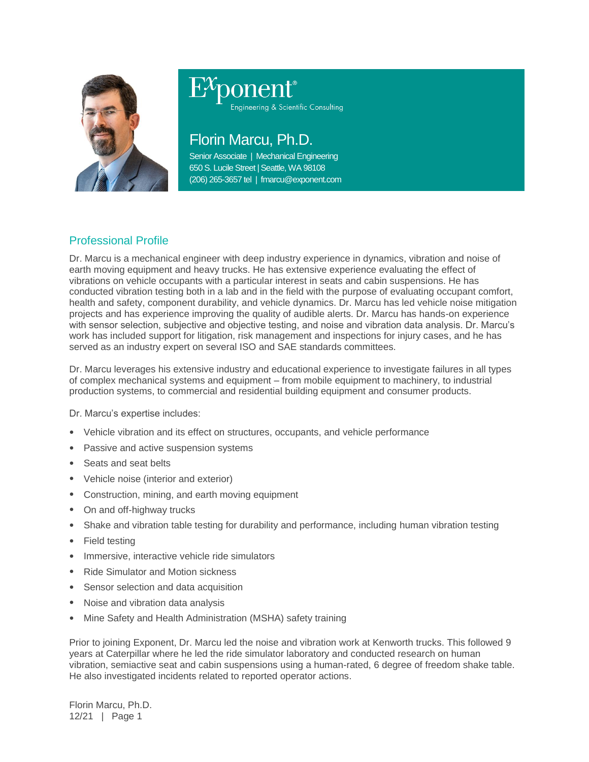Exponent®
Engineering & Scientific Consulting

# Florin Marcu, Ph.D.

Senior Associate | Mechanical Engineering
650 S. Lucile Street | Seattle, WA 98108
(206) 265-3657 tel | fmarcu@exponent.com

## Professional Profile

Dr. Marcu is a mechanical engineer with deep industry experience in dynamics, vibration and noise of earth moving equipment and heavy trucks. He has extensive experience evaluating the effect of vibrations on vehicle occupants with a particular interest in seats and cabin suspensions. He has conducted vibration testing both in a lab and in the field with the purpose of evaluating occupant comfort, health and safety, component durability, and vehicle dynamics. Dr. Marcu has led vehicle noise mitigation projects and has experience improving the quality of audible alerts. Dr. Marcu has hands-on experience with sensor selection, subjective and objective testing, and noise and vibration data analysis. Dr. Marcu's work has included support for litigation, risk management and inspections for injury cases, and he has served as an industry expert on several ISO and SAE standards committees.

Dr. Marcu leverages his extensive industry and educational experience to investigate failures in all types of complex mechanical systems and equipment – from mobile equipment to machinery, to industrial production systems, to commercial and residential building equipment and consumer products.

Dr. Marcu's expertise includes:

- Vehicle vibration and its effect on structures, occupants, and vehicle performance
- Passive and active suspension systems
- Seats and seat belts
- Vehicle noise (interior and exterior)
- Construction, mining, and earth moving equipment
- On and off-highway trucks
- Shake and vibration table testing for durability and performance, including human vibration testing
- Field testing
- Immersive, interactive vehicle ride simulators
- Ride Simulator and Motion sickness
- Sensor selection and data acquisition
- Noise and vibration data analysis
- Mine Safety and Health Administration (MSHA) safety training

Prior to joining Exponent, Dr. Marcu led the noise and vibration work at Kenworth trucks. This followed 9 years at Caterpillar where he led the ride simulator laboratory and conducted research on human vibration, semiactive seat and cabin suspensions using a human-rated, 6 degree of freedom shake table. He also investigated incidents related to reported operator actions.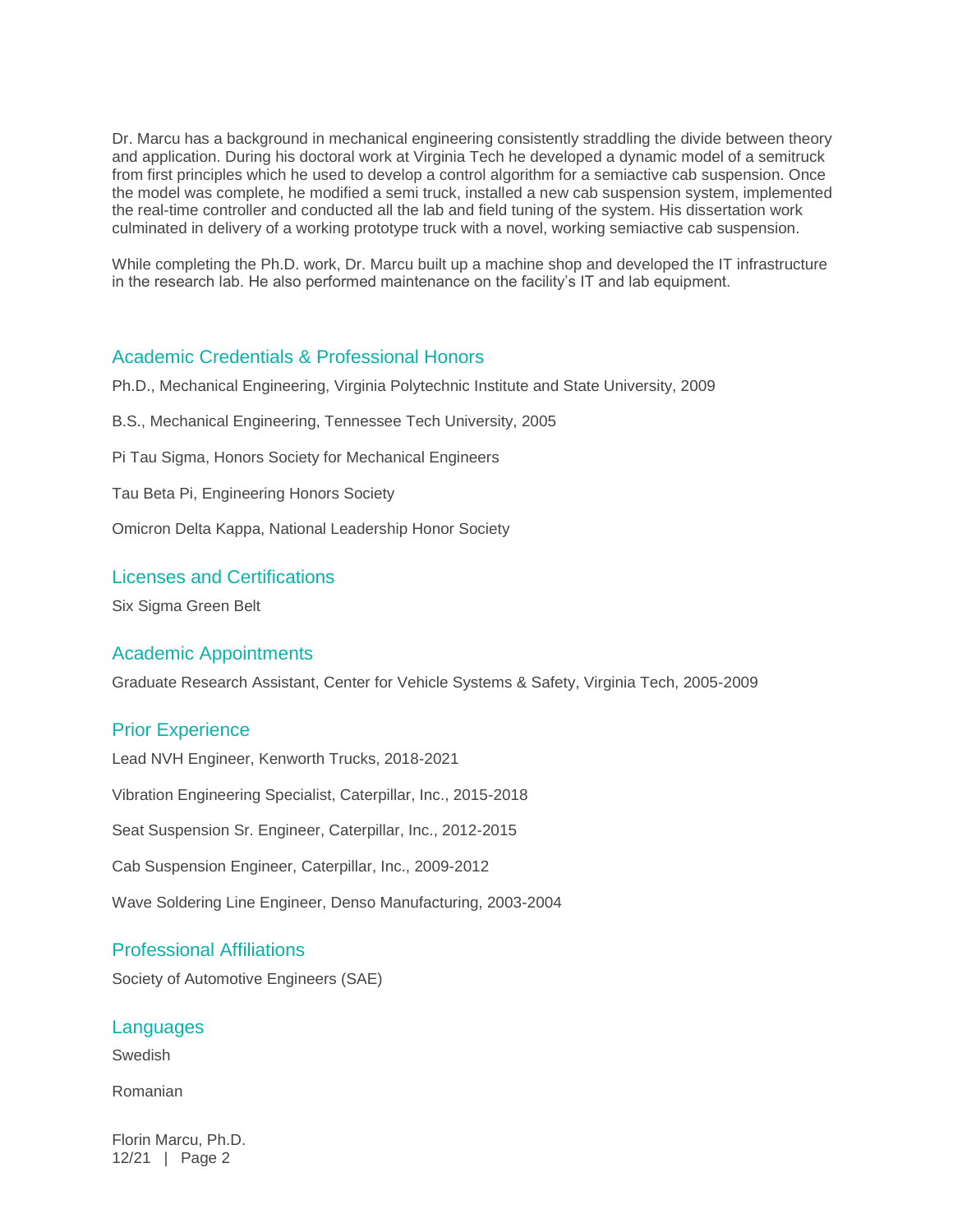Dr. Marcu has a background in mechanical engineering consistently straddling the divide between theory and application. During his doctoral work at Virginia Tech he developed a dynamic model of a semitruck from first principles which he used to develop a control algorithm for a semiactive cab suspension. Once the model was complete, he modified a semi truck, installed a new cab suspension system, implemented the real-time controller and conducted all the lab and field tuning of the system. His dissertation work culminated in delivery of a working prototype truck with a novel, working semiactive cab suspension.

While completing the Ph.D. work, Dr. Marcu built up a machine shop and developed the IT infrastructure in the research lab. He also performed maintenance on the facility's IT and lab equipment.

## Academic Credentials & Professional Honors

Ph.D., Mechanical Engineering, Virginia Polytechnic Institute and State University, 2009

B.S., Mechanical Engineering, Tennessee Tech University, 2005

Pi Tau Sigma, Honors Society for Mechanical Engineers

Tau Beta Pi, Engineering Honors Society

Omicron Delta Kappa, National Leadership Honor Society

## Licenses and Certifications

Six Sigma Green Belt

## Academic Appointments

Graduate Research Assistant, Center for Vehicle Systems & Safety, Virginia Tech, 2005-2009

## Prior Experience

Lead NVH Engineer, Kenworth Trucks, 2018-2021

Vibration Engineering Specialist, Caterpillar, Inc., 2015-2018

Seat Suspension Sr. Engineer, Caterpillar, Inc., 2012-2015

Cab Suspension Engineer, Caterpillar, Inc., 2009-2012

Wave Soldering Line Engineer, Denso Manufacturing, 2003-2004

## Professional Affiliations

Society of Automotive Engineers (SAE)

## Languages

Swedish

Romanian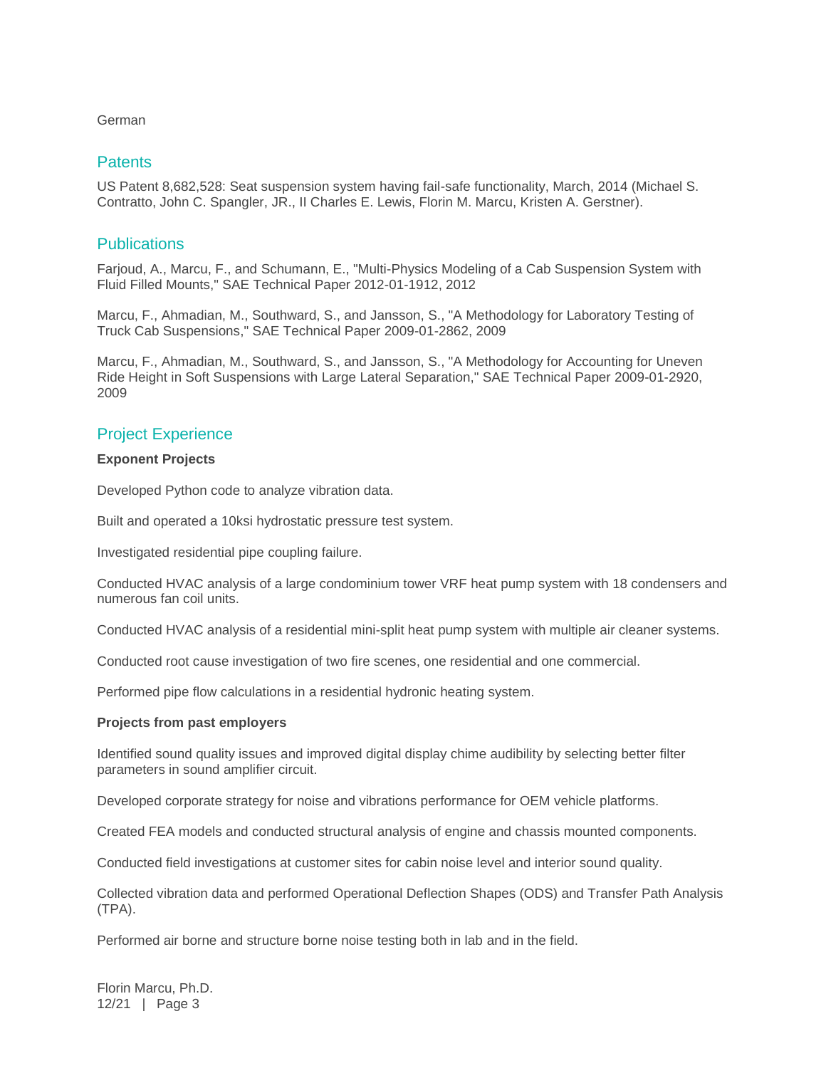German

## Patents

US Patent 8,682,528: Seat suspension system having fail-safe functionality, March, 2014 (Michael S. Contratto, John C. Spangler, JR., II Charles E. Lewis, Florin M. Marcu, Kristen A. Gerstner).

## Publications

Farjoud, A., Marcu, F., and Schumann, E., "Multi-Physics Modeling of a Cab Suspension System with Fluid Filled Mounts," SAE Technical Paper 2012-01-1912, 2012

Marcu, F., Ahmadian, M., Southward, S., and Jansson, S., "A Methodology for Laboratory Testing of Truck Cab Suspensions," SAE Technical Paper 2009-01-2862, 2009

Marcu, F., Ahmadian, M., Southward, S., and Jansson, S., "A Methodology for Accounting for Uneven Ride Height in Soft Suspensions with Large Lateral Separation," SAE Technical Paper 2009-01-2920, 2009

## Project Experience

**Exponent Projects**

Developed Python code to analyze vibration data.

Built and operated a 10ksi hydrostatic pressure test system.

Investigated residential pipe coupling failure.

Conducted HVAC analysis of a large condominium tower VRF heat pump system with 18 condensers and numerous fan coil units.

Conducted HVAC analysis of a residential mini-split heat pump system with multiple air cleaner systems.

Conducted root cause investigation of two fire scenes, one residential and one commercial.

Performed pipe flow calculations in a residential hydronic heating system.

**Projects from past employers**

Identified sound quality issues and improved digital display chime audibility by selecting better filter parameters in sound amplifier circuit.

Developed corporate strategy for noise and vibrations performance for OEM vehicle platforms.

Created FEA models and conducted structural analysis of engine and chassis mounted components.

Conducted field investigations at customer sites for cabin noise level and interior sound quality.

Collected vibration data and performed Operational Deflection Shapes (ODS) and Transfer Path Analysis (TPA).

Performed air borne and structure borne noise testing both in lab and in the field.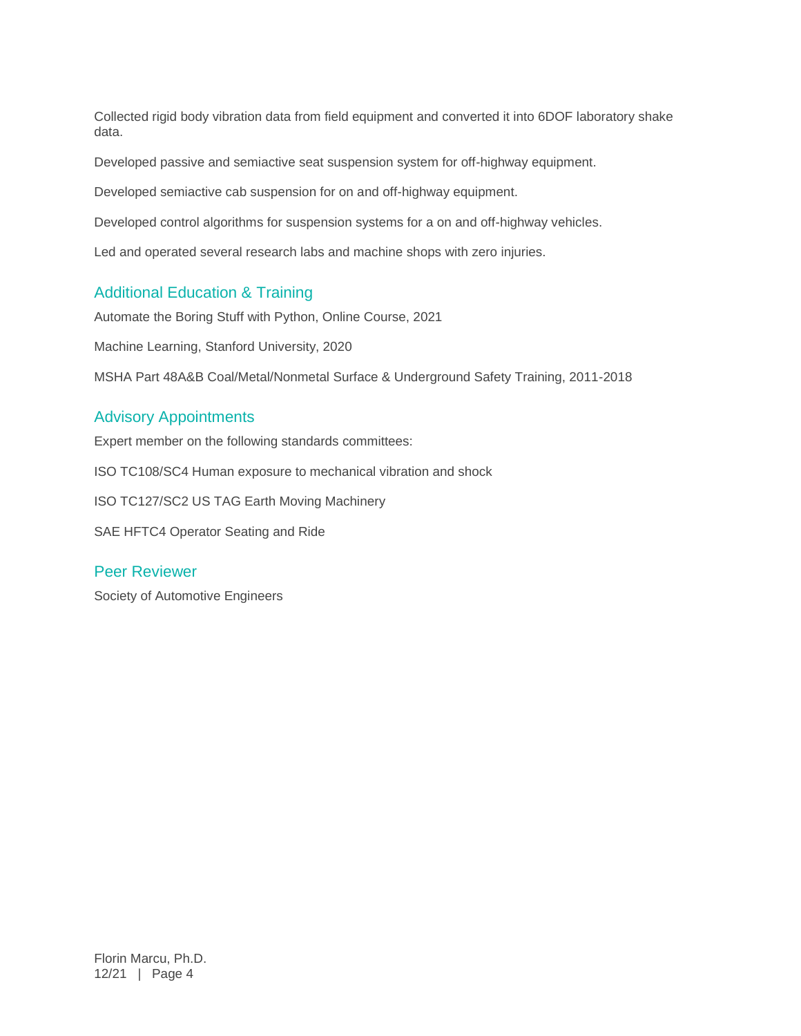Collected rigid body vibration data from field equipment and converted it into 6DOF laboratory shake data.

Developed passive and semiactive seat suspension system for off-highway equipment.

Developed semiactive cab suspension for on and off-highway equipment.

Developed control algorithms for suspension systems for a on and off-highway vehicles.

Led and operated several research labs and machine shops with zero injuries.

## Additional Education & Training

Automate the Boring Stuff with Python, Online Course, 2021

Machine Learning, Stanford University, 2020

MSHA Part 48A&B Coal/Metal/Nonmetal Surface & Underground Safety Training, 2011-2018

## Advisory Appointments

Expert member on the following standards committees:

ISO TC108/SC4 Human exposure to mechanical vibration and shock

ISO TC127/SC2 US TAG Earth Moving Machinery

SAE HFTC4 Operator Seating and Ride

## Peer Reviewer

Society of Automotive Engineers